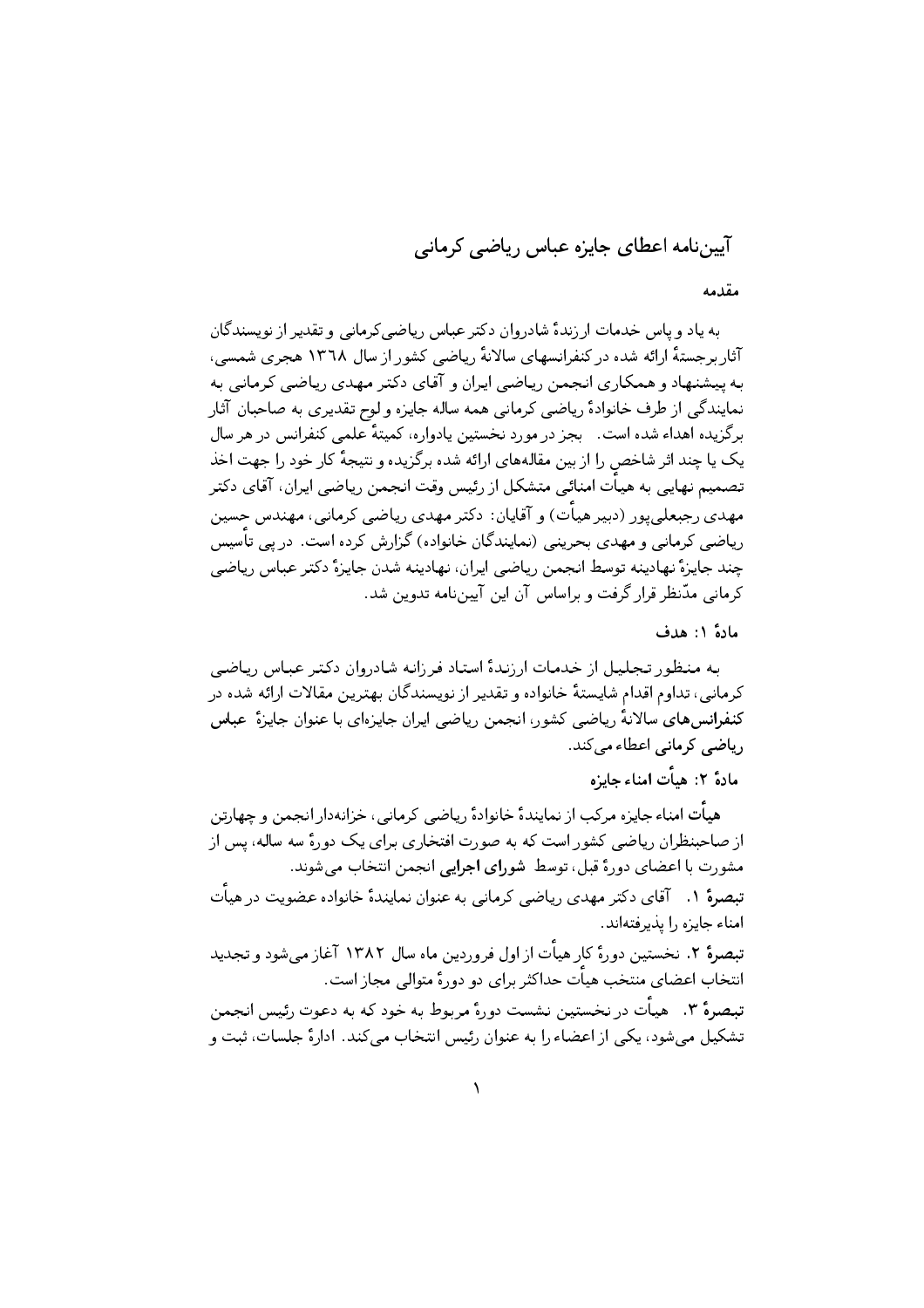# آیین‌نامه اعطای جایزه عباس ریاضی کرمانی

## مقدمه

به یاد و پاس خدمات ارزندهٔ شادروان دکتر عباس ریاضی‌کرمانی و تقدیر از نویسندگان آثار برجستهٔ ارائه شده در کنفرانسهای سالانهٔ ریاضی کشور از سال ۱۳۶۸ هجری شمسی، به پیشنهاد و همکاری انجمن ریاضی ایران و آقای دکتر مهدی ریاضی کرمانی به نمایندگی از طرف خانوادهٔ ریاضی کرمانی همه ساله جایزه و لوح تقدیری به صاحبان آثار برگزیده اهداء شده است. بجز در مورد نخستین یادواره، کمیتهٔ علمی کنفرانس در هر سال یک یا چند اثر شاخص را از بین مقاله‌های ارائه شده برگزیده و نتیجهٔ کار خود را جهت اخذ تصمیم نهایی به هیأت امنائی متشکل از رئیس وقت انجمن ریاضی ایران، آقای دکتر مهدی رجبعلی‌پور (دبیر هیأت) و آقایان: دکتر مهدی ریاضی کرمانی، مهندس حسین ریاضی کرمانی و مهدی بحرینی (نمایندگان خانواده) گزارش کرده است. در پی تأسیس چند جایزهٔ نهادینه توسط انجمن ریاضی ایران، نهادینه شدن جایزهٔ دکتر عباس ریاضی کرمانی مدّنظر قرار گرفت و براساس آن این آیین‌نامه تدوین شد.

## مادهٔ ۱: هدف

به منظور تجلیل از خدمات ارزندهٔ استاد فرزانه شادروان دکتر عباس ریاضی کرمانی، تداوم اقدام شایستهٔ خانواده و تقدیر از نویسندگان بهترین مقالات ارائه شده در **کنفرانس‌های** سالانهٔ ریاضی کشور، انجمن ریاضی ایران جایزه‌ای با عنوان جایزهٔ **عباس ریاضی کرمانی** اعطاء می‌کند.

## مادهٔ ۲: هیأت امناء جایزه

**هیأت** امناء جایزه مرکب از نمایندهٔ خانوادهٔ ریاضی کرمانی، خزانه‌دار انجمن و چهارتن از صاحبنظران ریاضی کشور است که به صورت افتخاری برای یک دورهٔ سه ساله، پس از مشورت با اعضای دورهٔ قبل، توسط **شورای اجرایی** انجمن انتخاب می‌شوند.

**تبصرهٔ ۱.** آقای دکتر مهدی ریاضی کرمانی به عنوان نمایندهٔ خانواده عضویت در هیأت امناء جایزه را پذیرفته‌اند.

**تبصرهٔ ۲.** نخستین دورهٔ کار هیأت از اول فروردین ماه سال ۱۳۸۲ آغاز می‌شود و تجدید انتخاب اعضای منتخب هیأت حداکثر برای دو دورهٔ متوالی مجاز است.

**تبصرهٔ ۳.** هیأت در نخستین نشست دورهٔ مربوط به خود که به دعوت رئیس انجمن تشکیل می‌شود، یکی از اعضاء را به عنوان رئیس انتخاب می‌کند. ادارهٔ جلسات، ثبت و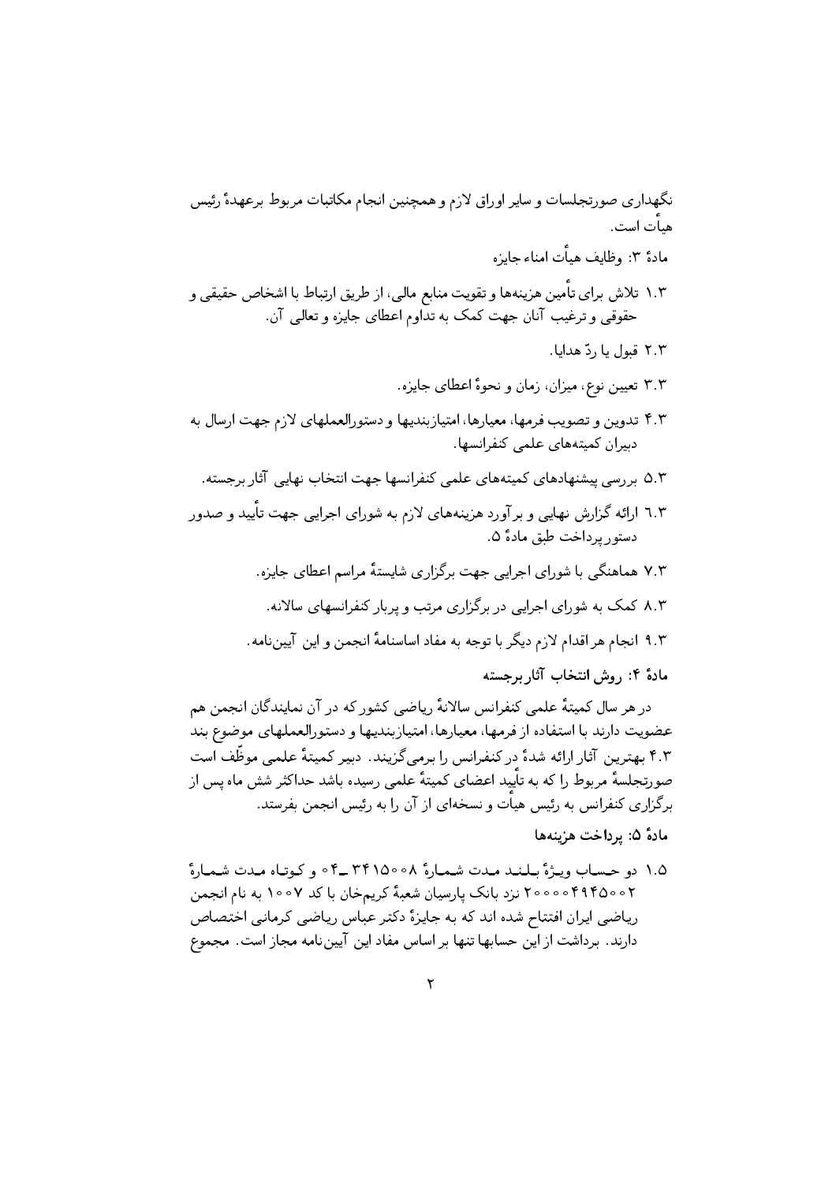نگهداری صورتجلسات و سایر اوراق لازم و همچنین انجام مکاتبات مربوط برعهدهٔ رئیس هیأت است.

مادهٔ ۳: وظایف هیأت امناء جایزه

۱.۳ تلاش برای تأمین هزینه‌ها و تقویت منابع مالی، از طریق ارتباط با اشخاص حقیقی و حقوقی و ترغیب آنان جهت کمک به تداوم اعطای جایزه و تعالی آن.

۲.۳ قبول یا ردّ هدایا.

۳.۳ تعیین نوع، میزان، زمان و نحوهٔ اعطای جایزه.

۴.۳ تدوین و تصویب فرمها، معیارها، امتیازبندیها و دستورالعملهای لازم جهت ارسال به دبیران کمیته‌های علمی کنفرانسها.

۵.۳ بررسی پیشنهادهای کمیته‌های علمی کنفرانسها جهت انتخاب نهایی آثار برجسته.

۶.۳ ارائه گزارش نهایی و برآورد هزینه‌های لازم به شورای اجرایی جهت تأیید و صدور دستور پرداخت طبق مادهٔ ۵.

۷.۳ هماهنگی با شورای اجرایی جهت برگزاری شایستهٔ مراسم اعطای جایزه.

۸.۳ کمک به شورای اجرایی در برگزاری مرتب و پربار کنفرانسهای سالانه.

۹.۳ انجام هر اقدام لازم دیگر با توجه به مفاد اساسنامهٔ انجمن و این آیین‌نامه.

**مادهٔ ۴: روش انتخاب آثار برجسته**

در هر سال کمیتهٔ علمی کنفرانس سالانهٔ ریاضی کشور که در آن نمایندگان انجمن هم عضویت دارند با استفاده از فرمها، معیارها، امتیازبندیها و دستورالعملهای موضوع بند ۴.۳ بهترین آثار ارائه شدهٔ در کنفرانس را برمی‌گزینند. دبیر کمیتهٔ علمی موظّف است صورتجلسهٔ مربوط را که به تأیید اعضای کمیتهٔ علمی رسیده باشد حداکثر شش ماه پس از برگزاری کنفرانس به رئیس هیأت و نسخه‌ای از آن را به رئیس انجمن بفرستد.

**مادهٔ ۵: پرداخت هزینه‌ها**

۱.۵ دو حساب ویژهٔ بلند مدت شمارهٔ ۰۴ـ۳۴۱۵۰۰۸ و کوتاه مدت شمارهٔ ۲۰۰۰۰۴۹۴۵۰۰۲ نزد بانک پارسیان شعبهٔ کریمخان با کد ۱۰۰۷ به نام انجمن ریاضی ایران افتتاح شده اند که به جایزهٔ دکتر عباس ریاضی کرمانی اختصاص دارند. برداشت از این حسابها تنها بر اساس مفاد این آیین‌نامه مجاز است. مجموع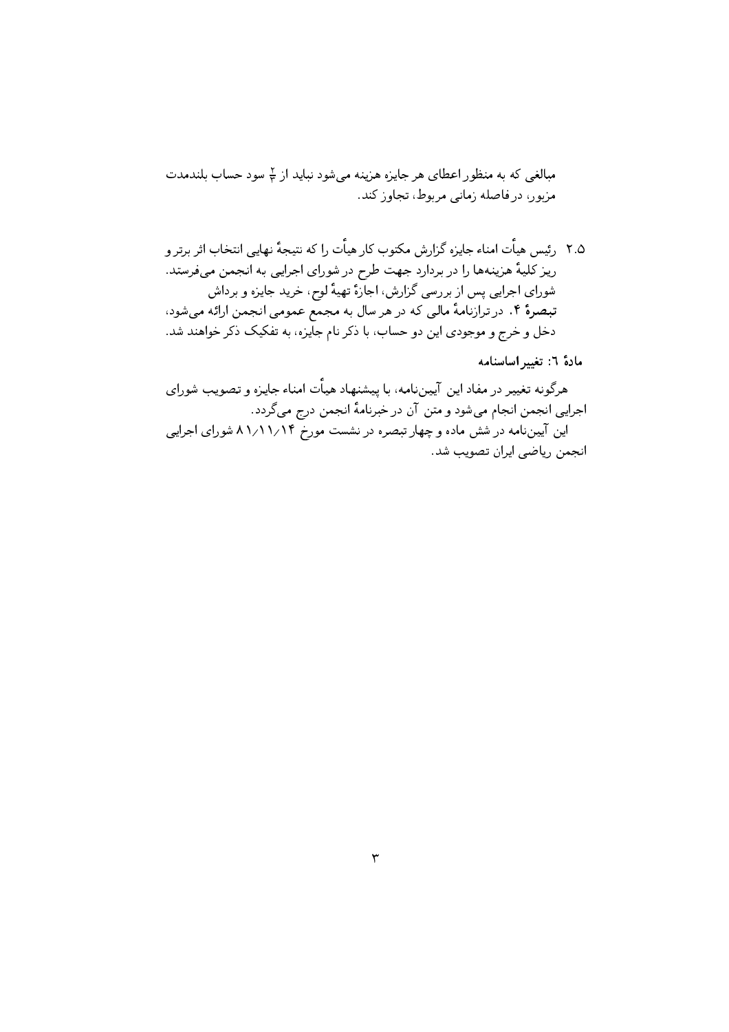مبالغی که به منظور اعطای هر جایزه هزینه می‌شود نباید از $\frac{3}{4}$ سود حساب بلندمدت مزبور، در فاصله زمانی مربوط، تجاوز کند.

۲.۵ رئیس هیأت امناء جایزه گزارش مکتوب کار هیأت را که نتیجهٔ نهایی انتخاب اثر برتر و ریز کلیهٔ هزینه‌ها را در بردارد جهت طرح در شورای اجرایی به انجمن می‌فرستد. شورای اجرایی پس از بررسی گزارش، اجازهٔ تهیهٔ لوح، خرید جایزه و برداش

**تبصرهٔ ۴.** در ترازنامهٔ مالی که در هر سال به مجمع عمومی انجمن ارائه می‌شود، دخل و خرج و موجودی این دو حساب، با ذکر نام جایزه، به تفکیک ذکر خواهند شد.

**مادهٔ ٦: تغییر اساسنامه**

هرگونه تغییر در مفاد این آیین‌نامه، با پیشنهاد هیأت امناء جایزه و تصویب شورای اجرایی انجمن انجام می‌شود و متن آن در خبرنامهٔ انجمن درج می‌گردد.

این آیین‌نامه در شش ماده و چهار تبصره در نشست مورخ ۸۱/۱۱/۱۴ شورای اجرایی انجمن ریاضی ایران تصویب شد.